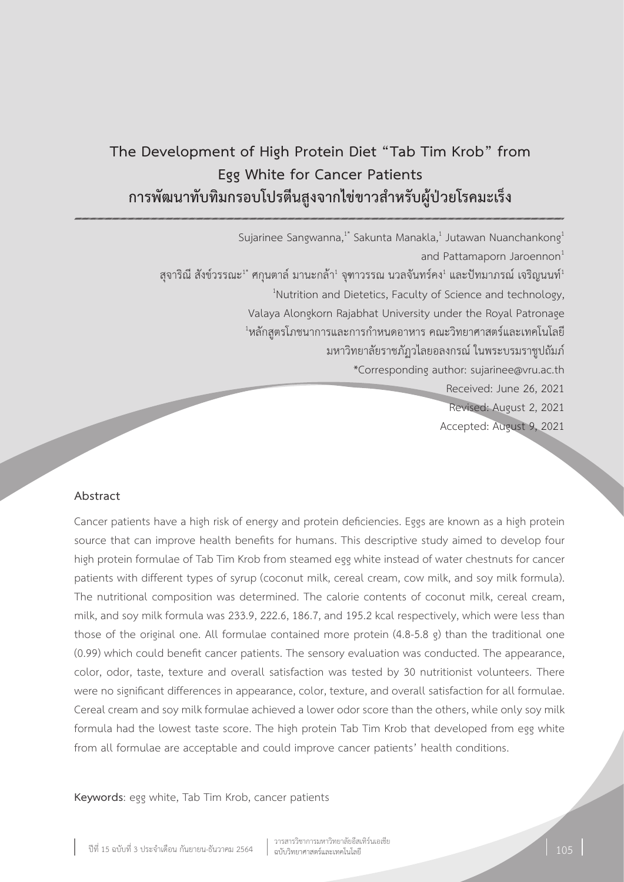# The Development of High Protein Diet "Tab Tim Krob" from Egg White for Cancer Patients

# การพัฒนาทับทิมกรอบโปรตีนสูงจากไข่ขาวสำหรับผู้ป่วยโรคมะเร็ง

Sujarinee Sangwanna,[1*] Sakunta Manakla,[1] Jutawan Nuanchankong[1] and Pattamaporn Jaroennon[1]

สุจาริณี สังข์วรรณะ[1*] ศกุนตาล์ มานะกล้า[1] จุฑาวรรณ นวลจันทร์คง[1] และปัทมาภรณ์ เจริญนนท์[1]

[1]Nutrition and Dietetics, Faculty of Science and technology, Valaya Alongkorn Rajabhat University under the Royal Patronage

[1]หลักสูตรโภชนาการและการกำหนดอาหาร คณะวิทยาศาสตร์และเทคโนโลยี มหาวิทยาลัยราชภัฏวไลยอลงกรณ์ ในพระบรมราชูปถัมภ์

*Corresponding author: sujarinee@vru.ac.th

Received: June 26, 2021

Revised: August 2, 2021

Accepted: August 9, 2021

## Abstract

Cancer patients have a high risk of energy and protein deficiencies. Eggs are known as a high protein source that can improve health benefits for humans. This descriptive study aimed to develop four high protein formulae of Tab Tim Krob from steamed egg white instead of water chestnuts for cancer patients with different types of syrup (coconut milk, cereal cream, cow milk, and soy milk formula). The nutritional composition was determined. The calorie contents of coconut milk, cereal cream, milk, and soy milk formula was 233.9, 222.6, 186.7, and 195.2 kcal respectively, which were less than those of the original one. All formulae contained more protein (4.8-5.8 g) than the traditional one (0.99) which could benefit cancer patients. The sensory evaluation was conducted. The appearance, color, odor, taste, texture and overall satisfaction was tested by 30 nutritionist volunteers. There were no significant differences in appearance, color, texture, and overall satisfaction for all formulae. Cereal cream and soy milk formulae achieved a lower odor score than the others, while only soy milk formula had the lowest taste score. The high protein Tab Tim Krob that developed from egg white from all formulae are acceptable and could improve cancer patients' health conditions.

**Keywords**: egg white, Tab Tim Krob, cancer patients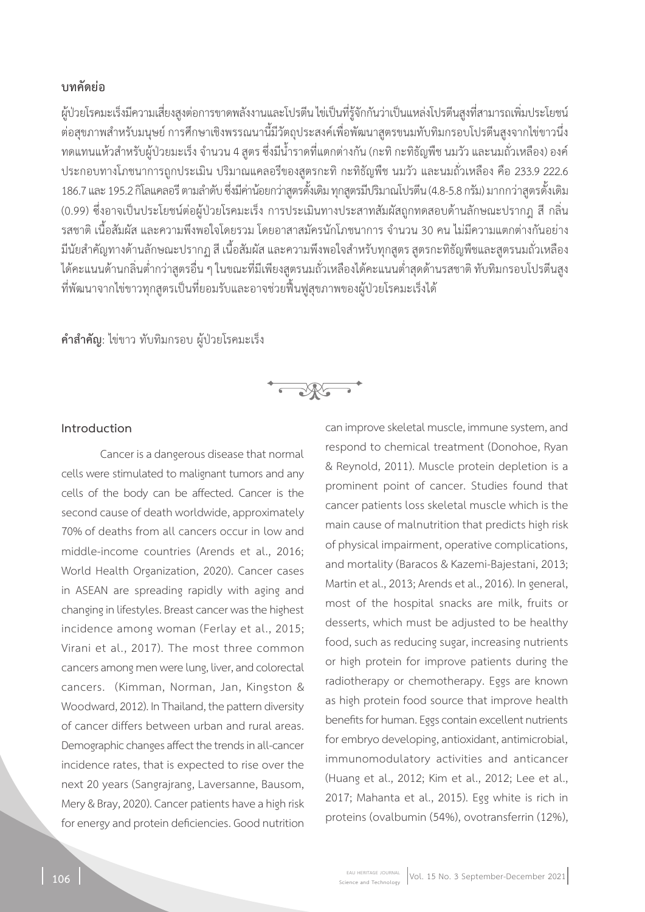## บทคัดย่อ

ผู้ป่วยโรคมะเร็งมีความเสี่ยงสูงต่อการขาดพลังงานและโปรตีน ไข่เป็นที่รู้จักกันว่าเป็นแหล่งโปรตีนสูงที่สามารถเพิ่มประโยชน์ต่อสุขภาพสำหรับมนุษย์ การศึกษาเชิงพรรณนานี้มีวัตถุประสงค์เพื่อพัฒนาสูตรขนมทับทิมกรอบโปรตีนสูงจากไข่ขาวนึ่งทดแทนแห้วสำหรับผู้ป่วยมะเร็ง จำนวน 4 สูตร ซึ่งมีน้ำราดที่แตกต่างกัน (กะทิ กะทิธัญพืช นมวัว และนมถั่วเหลือง) องค์ประกอบทางโภชนาการถูกประเมิน ปริมาณแคลอรีของสูตรกะทิ กะทิธัญพืช นมวัว และนมถั่วเหลือง คือ 233.9 222.6 186.7 และ 195.2 กิโลแคลอรี ตามลำดับ ซึ่งมีค่าน้อยกว่าสูตรดั้งเดิม ทุกสูตรมีปริมาณโปรตีน (4.8-5.8 กรัม) มากกว่าสูตรดั้งเดิม (0.99) ซึ่งอาจเป็นประโยชน์ต่อผู้ป่วยโรคมะเร็ง การประเมินทางประสาทสัมผัสถูกทดสอบด้านลักษณะปรากฏ สี กลิ่น รสชาติ เนื้อสัมผัส และความพึงพอใจโดยรวม โดยอาสาสมัครนักโภชนาการ จำนวน 30 คน ไม่มีความแตกต่างกันอย่างมีนัยสำคัญทางด้านลักษณะปรากฏ สี เนื้อสัมผัส และความพึงพอใจสำหรับทุกสูตร สูตรกะทิธัญพืชและสูตรนมถั่วเหลืองได้คะแนนด้านกลิ่นต่ำกว่าสูตรอื่น ๆ ในขณะที่มีเพียงสูตรนมถั่วเหลืองได้คะแนนต่ำสุดด้านรสชาติ ทับทิมกรอบโปรตีนสูงที่พัฒนาจากไข่ขาวทุกสูตรเป็นที่ยอมรับและอาจช่วยฟื้นฟูสุขภาพของผู้ป่วยโรคมะเร็งได้

**คำสำคัญ**: ไข่ขาว ทับทิมกรอบ ผู้ป่วยโรคมะเร็ง

## Introduction

Cancer is a dangerous disease that normal cells were stimulated to malignant tumors and any cells of the body can be affected. Cancer is the second cause of death worldwide, approximately 70% of deaths from all cancers occur in low and middle-income countries (Arends et al., 2016; World Health Organization, 2020). Cancer cases in ASEAN are spreading rapidly with aging and changing in lifestyles. Breast cancer was the highest incidence among woman (Ferlay et al., 2015; Virani et al., 2017). The most three common cancers among men were lung, liver, and colorectal cancers. (Kimman, Norman, Jan, Kingston & Woodward, 2012). In Thailand, the pattern diversity of cancer differs between urban and rural areas. Demographic changes affect the trends in all-cancer incidence rates, that is expected to rise over the next 20 years (Sangrajrang, Laversanne, Bausom, Mery & Bray, 2020). Cancer patients have a high risk for energy and protein deficiencies. Good nutrition can improve skeletal muscle, immune system, and respond to chemical treatment (Donohoe, Ryan & Reynold, 2011). Muscle protein depletion is a prominent point of cancer. Studies found that cancer patients loss skeletal muscle which is the main cause of malnutrition that predicts high risk of physical impairment, operative complications, and mortality (Baracos & Kazemi-Bajestani, 2013; Martin et al., 2013; Arends et al., 2016). In general, most of the hospital snacks are milk, fruits or desserts, which must be adjusted to be healthy food, such as reducing sugar, increasing nutrients or high protein for improve patients during the radiotherapy or chemotherapy. Eggs are known as high protein food source that improve health benefits for human. Eggs contain excellent nutrients for embryo developing, antioxidant, antimicrobial, immunomodulatory activities and anticancer (Huang et al., 2012; Kim et al., 2012; Lee et al., 2017; Mahanta et al., 2015). Egg white is rich in proteins (ovalbumin (54%), ovotransferrin (12%),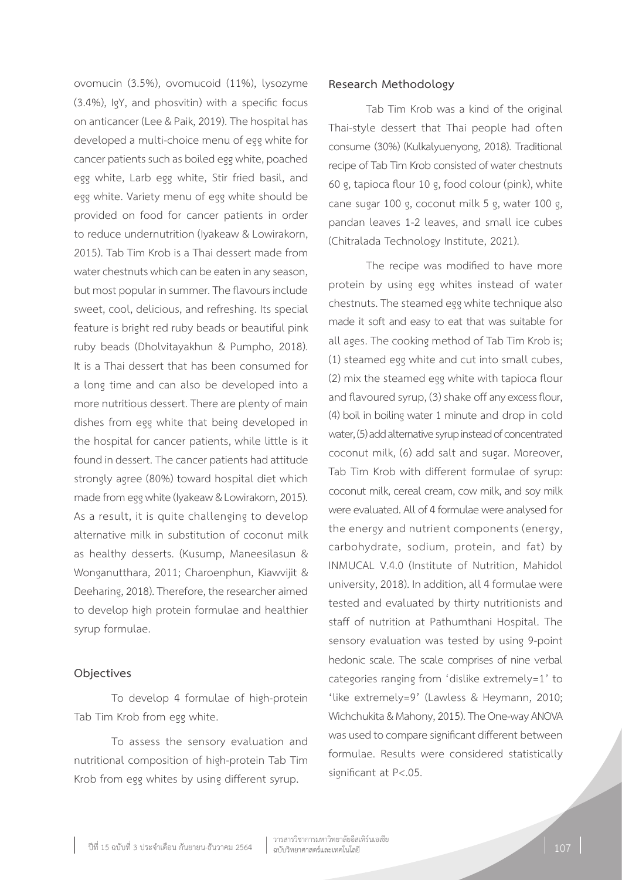ovomucin (3.5%), ovomucoid (11%), lysozyme (3.4%), IgY, and phosvitin) with a specific focus on anticancer (Lee & Paik, 2019). The hospital has developed a multi-choice menu of egg white for cancer patients such as boiled egg white, poached egg white, Larb egg white, Stir fried basil, and egg white. Variety menu of egg white should be provided on food for cancer patients in order to reduce undernutrition (Iyakeaw & Lowirakorn, 2015). Tab Tim Krob is a Thai dessert made from water chestnuts which can be eaten in any season, but most popular in summer. The flavours include sweet, cool, delicious, and refreshing. Its special feature is bright red ruby beads or beautiful pink ruby beads (Dholvitayakhun & Pumpho, 2018). It is a Thai dessert that has been consumed for a long time and can also be developed into a more nutritious dessert. There are plenty of main dishes from egg white that being developed in the hospital for cancer patients, while little is it found in dessert. The cancer patients had attitude strongly agree (80%) toward hospital diet which made from egg white (Iyakeaw & Lowirakorn, 2015). As a result, it is quite challenging to develop alternative milk in substitution of coconut milk as healthy desserts. (Kusump, Maneesilasun & Wonganutthara, 2011; Charoenphun, Kiawvijit & Deeharing, 2018). Therefore, the researcher aimed to develop high protein formulae and healthier syrup formulae.

## Objectives

To develop 4 formulae of high-protein Tab Tim Krob from egg white.

To assess the sensory evaluation and nutritional composition of high-protein Tab Tim Krob from egg whites by using different syrup.

## Research Methodology

Tab Tim Krob was a kind of the original Thai-style dessert that Thai people had often consume (30%) (Kulkalyuenyong, 2018). Traditional recipe of Tab Tim Krob consisted of water chestnuts 60 g, tapioca flour 10 g, food colour (pink), white cane sugar 100 g, coconut milk 5 g, water 100 g, pandan leaves 1-2 leaves, and small ice cubes (Chitralada Technology Institute, 2021).

The recipe was modified to have more protein by using egg whites instead of water chestnuts. The steamed egg white technique also made it soft and easy to eat that was suitable for all ages. The cooking method of Tab Tim Krob is; (1) steamed egg white and cut into small cubes, (2) mix the steamed egg white with tapioca flour and flavoured syrup, (3) shake off any excess flour, (4) boil in boiling water 1 minute and drop in cold water, (5) add alternative syrup instead of concentrated coconut milk, (6) add salt and sugar. Moreover, Tab Tim Krob with different formulae of syrup: coconut milk, cereal cream, cow milk, and soy milk were evaluated. All of 4 formulae were analysed for the energy and nutrient components (energy, carbohydrate, sodium, protein, and fat) by INMUCAL V.4.0 (Institute of Nutrition, Mahidol university, 2018). In addition, all 4 formulae were tested and evaluated by thirty nutritionists and staff of nutrition at Pathumthani Hospital. The sensory evaluation was tested by using 9-point hedonic scale. The scale comprises of nine verbal categories ranging from 'dislike extremely=1' to 'like extremely=9' (Lawless & Heymann, 2010; Wichchukita & Mahony, 2015). The One-way ANOVA was used to compare significant different between formulae. Results were considered statistically significant at $P<.05$.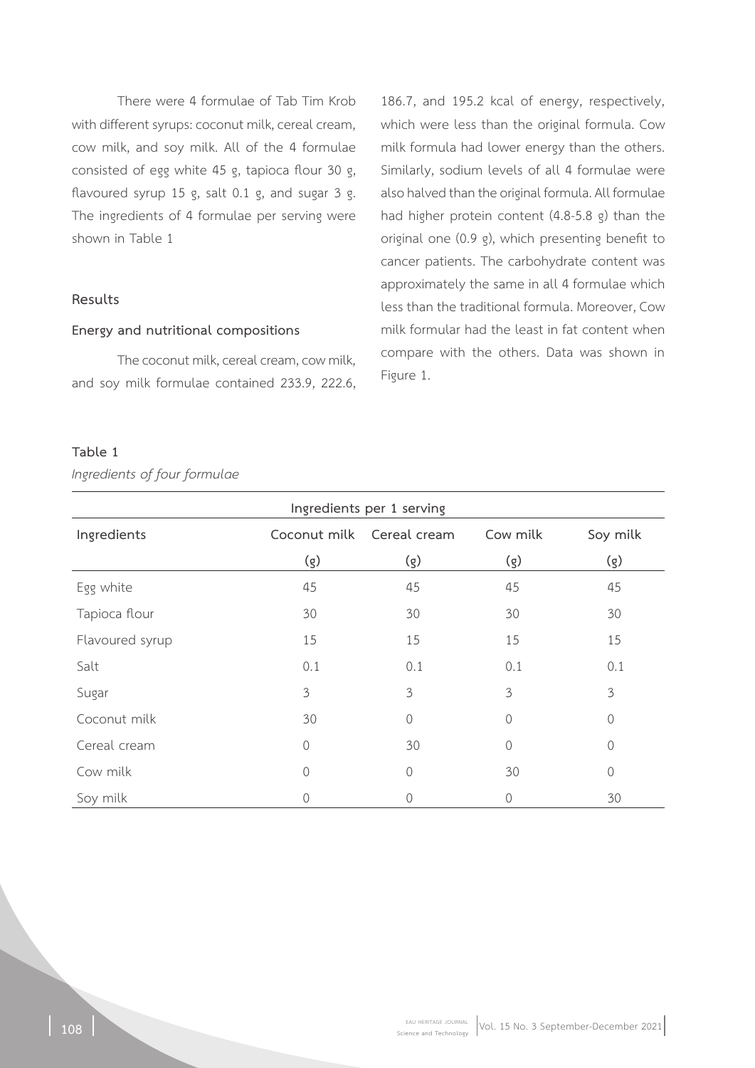There were 4 formulae of Tab Tim Krob with different syrups: coconut milk, cereal cream, cow milk, and soy milk. All of the 4 formulae consisted of egg white 45 g, tapioca flour 30 g, flavoured syrup 15 g, salt 0.1 g, and sugar 3 g. The ingredients of 4 formulae per serving were shown in Table 1

## Results

### Energy and nutritional compositions

The coconut milk, cereal cream, cow milk, and soy milk formulae contained 233.9, 222.6, 186.7, and 195.2 kcal of energy, respectively, which were less than the original formula. Cow milk formula had lower energy than the others. Similarly, sodium levels of all 4 formulae were also halved than the original formula. All formulae had higher protein content (4.8-5.8 g) than the original one (0.9 g), which presenting benefit to cancer patients. The carbohydrate content was approximately the same in all 4 formulae which less than the traditional formula. Moreover, Cow milk formular had the least in fat content when compare with the others. Data was shown in Figure 1.

**Table 1**

*Ingredients of four formulae*

| | Ingredients per 1 serving | | | |
|---|---|---|---|---|
| Ingredients | Coconut milk (g) | Cereal cream (g) | Cow milk (g) | Soy milk (g) |
| Egg white | 45 | 45 | 45 | 45 |
| Tapioca flour | 30 | 30 | 30 | 30 |
| Flavoured syrup | 15 | 15 | 15 | 15 |
| Salt | 0.1 | 0.1 | 0.1 | 0.1 |
| Sugar | 3 | 3 | 3 | 3 |
| Coconut milk | 30 | 0 | 0 | 0 |
| Cereal cream | 0 | 30 | 0 | 0 |
| Cow milk | 0 | 0 | 30 | 0 |
| Soy milk | 0 | 0 | 0 | 30 |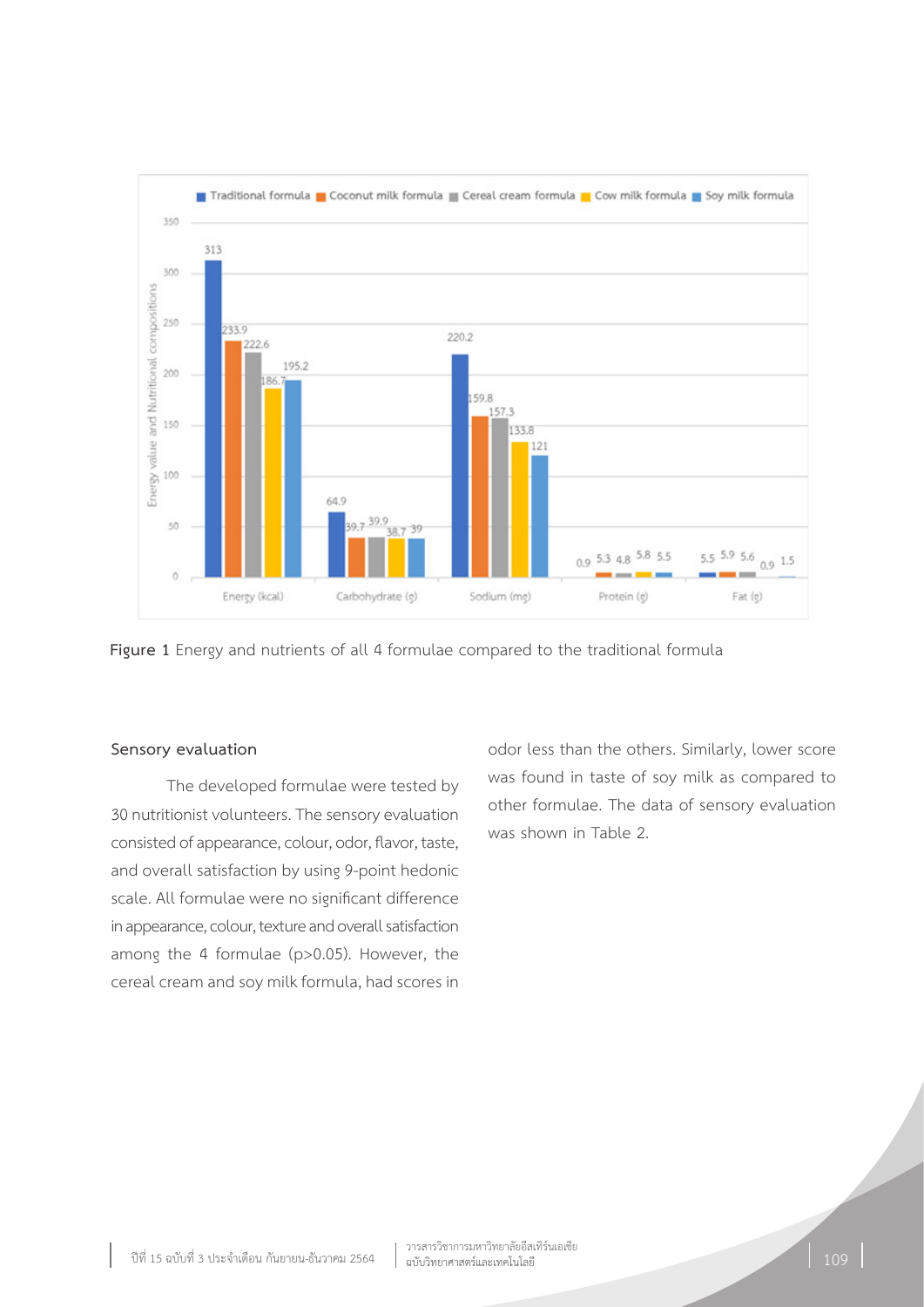Traditional formula   Coconut milk formula   Cereal cream formula   Cow milk formula   Soy milk formula

Energy value and Nutritional compositions

350
300
250
200
150
100
50
0

313
233.9
222.6
186.7
195.2
64.9
39.7
39.9
38.7
39
220.2
159.8
157.3
133.8
121
0.9
5.3
4.8
5.8
5.5
5.5
5.9
5.6
0.9
1.5

Energy (kcal)   Carbohydrate (g)   Sodium (mg)   Protein (g)   Fat (g)

**Figure 1** Energy and nutrients of all 4 formulae compared to the traditional formula

### Sensory evaluation

The developed formulae were tested by 30 nutritionist volunteers. The sensory evaluation consisted of appearance, colour, odor, flavor, taste, and overall satisfaction by using 9-point hedonic scale. All formulae were no significant difference in appearance, colour, texture and overall satisfaction among the 4 formulae (p>0.05). However, the cereal cream and soy milk formula, had scores in odor less than the others. Similarly, lower score was found in taste of soy milk as compared to other formulae. The data of sensory evaluation was shown in Table 2.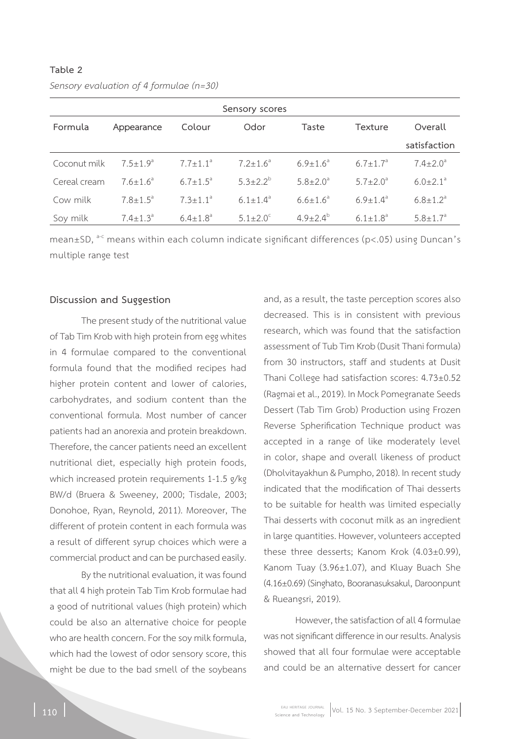**Table 2**

*Sensory evaluation of 4 formulae (n=30)*

| | Sensory scores | | | | | |
|---|---|---|---|---|---|---|
| Formula | Appearance | Colour | Odor | Taste | Texture | Overall satisfaction |
| Coconut milk | $7.5\pm1.9^a$ | $7.7\pm1.1^a$ | $7.2\pm1.6^a$ | $6.9\pm1.6^a$ | $6.7\pm1.7^a$ | $7.4\pm2.0^a$ |
| Cereal cream | $7.6\pm1.6^a$ | $6.7\pm1.5^a$ | $5.3\pm2.2^b$ | $5.8\pm2.0^a$ | $5.7\pm2.0^a$ | $6.0\pm2.1^a$ |
| Cow milk | $7.8\pm1.5^a$ | $7.3\pm1.1^a$ | $6.1\pm1.4^a$ | $6.6\pm1.6^a$ | $6.9\pm1.4^a$ | $6.8\pm1.2^a$ |
| Soy milk | $7.4\pm1.3^a$ | $6.4\pm1.8^a$ | $5.1\pm2.0^c$ | $4.9\pm2.4^b$ | $6.1\pm1.8^a$ | $5.8\pm1.7^a$ |

mean±SD, $^{a-c}$ means within each column indicate significant differences ($p<.05$) using Duncan's multiple range test

## Discussion and Suggestion

The present study of the nutritional value of Tab Tim Krob with high protein from egg whites in 4 formulae compared to the conventional formula found that the modified recipes had higher protein content and lower of calories, carbohydrates, and sodium content than the conventional formula. Most number of cancer patients had an anorexia and protein breakdown. Therefore, the cancer patients need an excellent nutritional diet, especially high protein foods, which increased protein requirements 1-1.5 g/kg BW/d (Bruera & Sweeney, 2000; Tisdale, 2003; Donohoe, Ryan, Reynold, 2011). Moreover, The different of protein content in each formula was a result of different syrup choices which were a commercial product and can be purchased easily.

By the nutritional evaluation, it was found that all 4 high protein Tab Tim Krob formulae had a good of nutritional values (high protein) which could be also an alternative choice for people who are health concern. For the soy milk formula, which had the lowest of odor sensory score, this might be due to the bad smell of the soybeans and, as a result, the taste perception scores also decreased. This is in consistent with previous research, which was found that the satisfaction assessment of Tub Tim Krob (Dusit Thani formula) from 30 instructors, staff and students at Dusit Thani College had satisfaction scores: 4.73±0.52 (Ragmai et al., 2019). In Mock Pomegranate Seeds Dessert (Tab Tim Grob) Production using Frozen Reverse Spherification Technique product was accepted in a range of like moderately level in color, shape and overall likeness of product (Dholvitayakhun & Pumpho, 2018). In recent study indicated that the modification of Thai desserts to be suitable for health was limited especially Thai desserts with coconut milk as an ingredient in large quantities. However, volunteers accepted these three desserts; Kanom Krok (4.03±0.99), Kanom Tuay (3.96±1.07), and Kluay Buach She (4.16±0.69) (Singhato, Booranasuksakul, Daroonpunt & Rueangsri, 2019).

However, the satisfaction of all 4 formulae was not significant difference in our results. Analysis showed that all four formulae were acceptable and could be an alternative dessert for cancer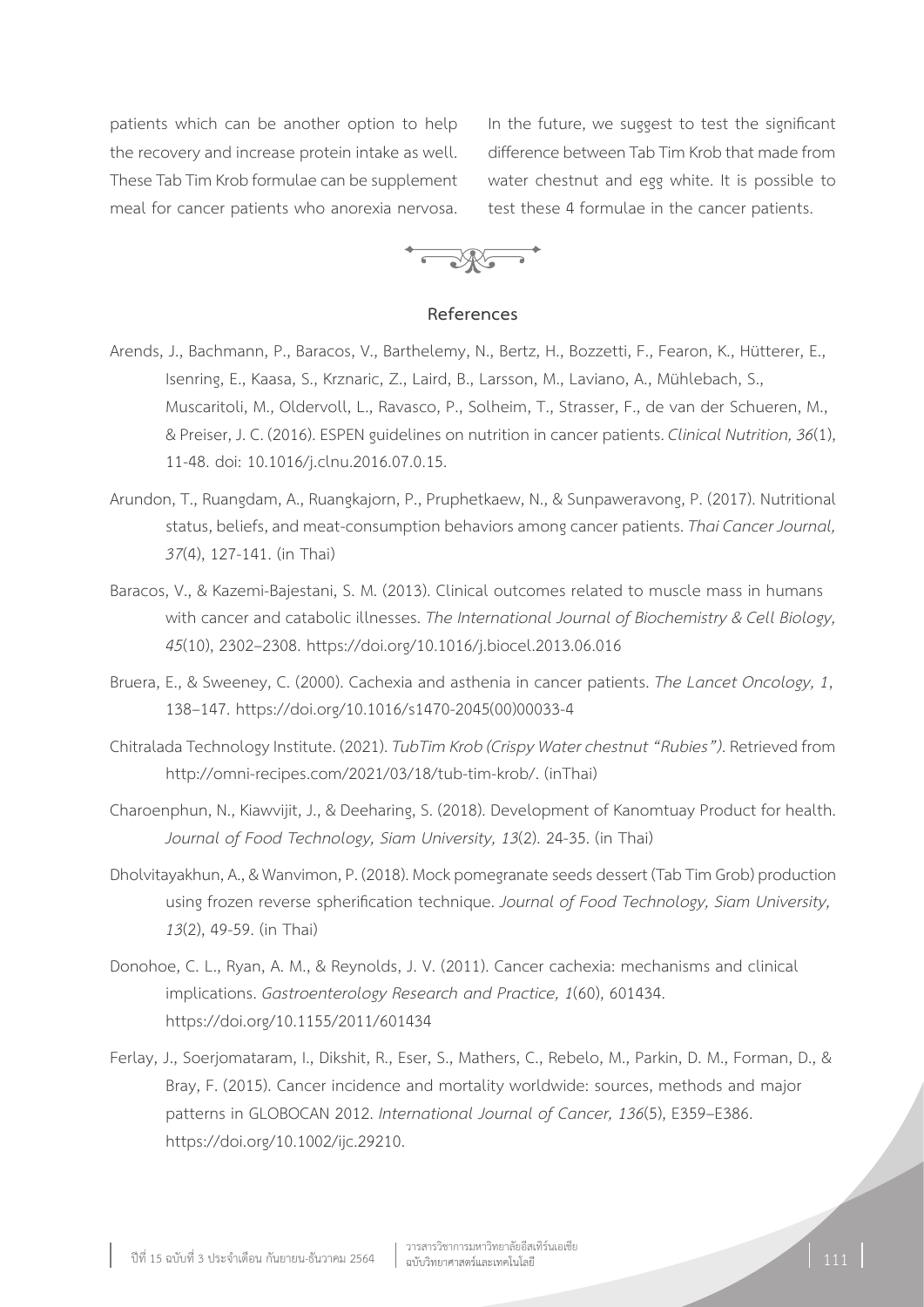patients which can be another option to help the recovery and increase protein intake as well. These Tab Tim Krob formulae can be supplement meal for cancer patients who anorexia nervosa. In the future, we suggest to test the significant difference between Tab Tim Krob that made from water chestnut and egg white. It is possible to test these 4 formulae in the cancer patients.

## References

Arends, J., Bachmann, P., Baracos, V., Barthelemy, N., Bertz, H., Bozzetti, F., Fearon, K., Hütterer, E., Isenring, E., Kaasa, S., Krznaric, Z., Laird, B., Larsson, M., Laviano, A., Mühlebach, S., Muscaritoli, M., Oldervoll, L., Ravasco, P., Solheim, T., Strasser, F., de van der Schueren, M., & Preiser, J. C. (2016). ESPEN guidelines on nutrition in cancer patients. *Clinical Nutrition, 36*(1), 11-48. doi: 10.1016/j.clnu.2016.07.0.15.

Arundon, T., Ruangdam, A., Ruangkajorn, P., Pruphetkaew, N., & Sunpaweravong, P. (2017). Nutritional status, beliefs, and meat-consumption behaviors among cancer patients. *Thai Cancer Journal, 37*(4), 127-141. (in Thai)

Baracos, V., & Kazemi-Bajestani, S. M. (2013). Clinical outcomes related to muscle mass in humans with cancer and catabolic illnesses. *The International Journal of Biochemistry & Cell Biology, 45*(10), 2302–2308. https://doi.org/10.1016/j.biocel.2013.06.016

Bruera, E., & Sweeney, C. (2000). Cachexia and asthenia in cancer patients. *The Lancet Oncology, 1*, 138–147. https://doi.org/10.1016/s1470-2045(00)00033-4

Chitralada Technology Institute. (2021). *TubTim Krob (Crispy Water chestnut "Rubies")*. Retrieved from http://omni-recipes.com/2021/03/18/tub-tim-krob/. (inThai)

Charoenphun, N., Kiawvijit, J., & Deeharing, S. (2018). Development of Kanomtuay Product for health. *Journal of Food Technology, Siam University, 13*(2). 24-35. (in Thai)

Dholvitayakhun, A., & Wanvimon, P. (2018). Mock pomegranate seeds dessert (Tab Tim Grob) production using frozen reverse spherification technique. *Journal of Food Technology, Siam University, 13*(2), 49-59. (in Thai)

Donohoe, C. L., Ryan, A. M., & Reynolds, J. V. (2011). Cancer cachexia: mechanisms and clinical implications. *Gastroenterology Research and Practice, 1*(60), 601434. https://doi.org/10.1155/2011/601434

Ferlay, J., Soerjomataram, I., Dikshit, R., Eser, S., Mathers, C., Rebelo, M., Parkin, D. M., Forman, D., & Bray, F. (2015). Cancer incidence and mortality worldwide: sources, methods and major patterns in GLOBOCAN 2012. *International Journal of Cancer, 136*(5), E359–E386. https://doi.org/10.1002/ijc.29210.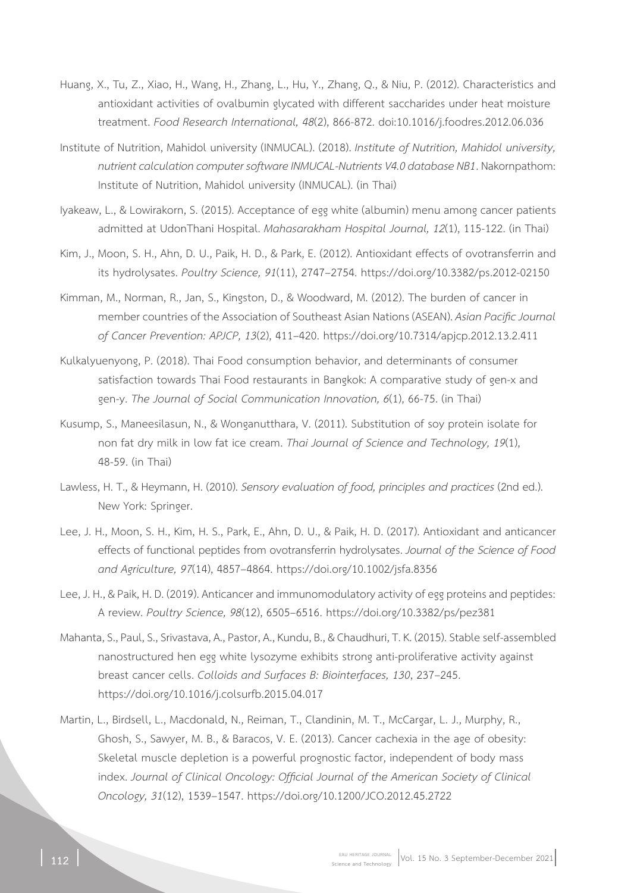Huang, X., Tu, Z., Xiao, H., Wang, H., Zhang, L., Hu, Y., Zhang, Q., & Niu, P. (2012). Characteristics and antioxidant activities of ovalbumin glycated with different saccharides under heat moisture treatment. *Food Research International, 48*(2), 866-872. doi:10.1016/j.foodres.2012.06.036

Institute of Nutrition, Mahidol university (INMUCAL). (2018). *Institute of Nutrition, Mahidol university, nutrient calculation computer software INMUCAL-Nutrients V4.0 database NB1*. Nakornpathom: Institute of Nutrition, Mahidol university (INMUCAL). (in Thai)

Iyakeaw, L., & Lowirakorn, S. (2015). Acceptance of egg white (albumin) menu among cancer patients admitted at UdonThani Hospital. *Mahasarakham Hospital Journal, 12*(1), 115-122. (in Thai)

Kim, J., Moon, S. H., Ahn, D. U., Paik, H. D., & Park, E. (2012). Antioxidant effects of ovotransferrin and its hydrolysates. *Poultry Science, 91*(11), 2747–2754. https://doi.org/10.3382/ps.2012-02150

Kimman, M., Norman, R., Jan, S., Kingston, D., & Woodward, M. (2012). The burden of cancer in member countries of the Association of Southeast Asian Nations (ASEAN). *Asian Pacific Journal of Cancer Prevention: APJCP, 13*(2), 411–420. https://doi.org/10.7314/apjcp.2012.13.2.411

Kulkalyuenyong, P. (2018). Thai Food consumption behavior, and determinants of consumer satisfaction towards Thai Food restaurants in Bangkok: A comparative study of gen-x and gen-y. *The Journal of Social Communication Innovation, 6*(1), 66-75. (in Thai)

Kusump, S., Maneesilasun, N., & Wonganutthara, V. (2011). Substitution of soy protein isolate for non fat dry milk in low fat ice cream. *Thai Journal of Science and Technology, 19*(1), 48-59. (in Thai)

Lawless, H. T., & Heymann, H. (2010). *Sensory evaluation of food, principles and practices* (2nd ed.). New York: Springer.

Lee, J. H., Moon, S. H., Kim, H. S., Park, E., Ahn, D. U., & Paik, H. D. (2017). Antioxidant and anticancer effects of functional peptides from ovotransferrin hydrolysates. *Journal of the Science of Food and Agriculture, 97*(14), 4857–4864. https://doi.org/10.1002/jsfa.8356

Lee, J. H., & Paik, H. D. (2019). Anticancer and immunomodulatory activity of egg proteins and peptides: A review. *Poultry Science, 98*(12), 6505–6516. https://doi.org/10.3382/ps/pez381

Mahanta, S., Paul, S., Srivastava, A., Pastor, A., Kundu, B., & Chaudhuri, T. K. (2015). Stable self-assembled nanostructured hen egg white lysozyme exhibits strong anti-proliferative activity against breast cancer cells. *Colloids and Surfaces B: Biointerfaces, 130*, 237–245. https://doi.org/10.1016/j.colsurfb.2015.04.017

Martin, L., Birdsell, L., Macdonald, N., Reiman, T., Clandinin, M. T., McCargar, L. J., Murphy, R., Ghosh, S., Sawyer, M. B., & Baracos, V. E. (2013). Cancer cachexia in the age of obesity: Skeletal muscle depletion is a powerful prognostic factor, independent of body mass index. *Journal of Clinical Oncology: Official Journal of the American Society of Clinical Oncology, 31*(12), 1539–1547. https://doi.org/10.1200/JCO.2012.45.2722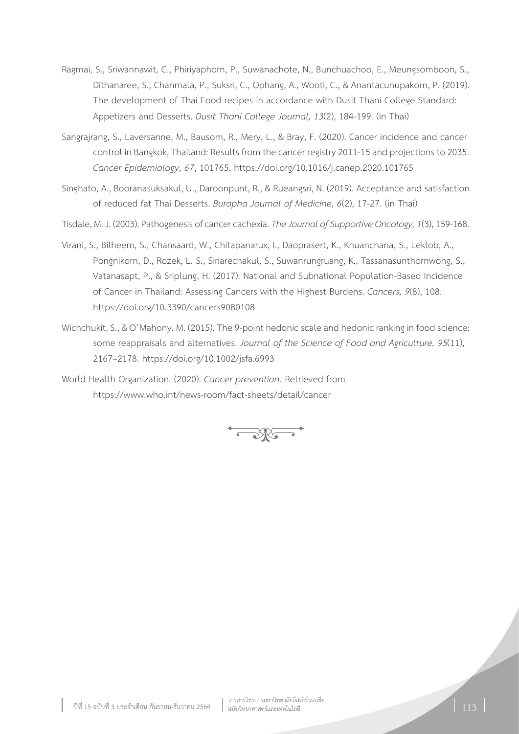Ragmai, S., Sriwannawit, C., Phiriyaphorn, P., Suwanachote, N., Bunchuachoo, E., Meungsomboon, S., Dithanaree, S., Chanmala, P., Suksri, C., Ophang, A., Wooti, C., & Anantacunupakorn, P. (2019). The development of Thai Food recipes in accordance with Dusit Thani College Standard: Appetizers and Desserts. *Dusit Thani College Journal, 13*(2), 184-199. (in Thai)

Sangrajrang, S., Laversanne, M., Bausom, R., Mery, L., & Bray, F. (2020). Cancer incidence and cancer control in Bangkok, Thailand: Results from the cancer registry 2011-15 and projections to 2035. *Cancer Epidemiology, 67*, 101765. https://doi.org/10.1016/j.canep.2020.101765

Singhato, A., Booranasuksakul, U., Daroonpunt, R., & Rueangsri, N. (2019). Acceptance and satisfaction of reduced fat Thai Desserts. *Burapha Journal of Medicine, 6*(2), 17-27. (in Thai)

Tisdale, M. J. (2003). Pathogenesis of cancer cachexia. *The Journal of Supportive Oncology, 1*(3), 159-168.

Virani, S., Bilheem, S., Chansaard, W., Chitapanarux, I., Daoprasert, K., Khuanchana, S., Leklob, A., Pongnikorn, D., Rozek, L. S., Siriarechakul, S., Suwanrungruang, K., Tassanasunthornwong, S., Vatanasapt, P., & Sriplung, H. (2017). National and Subnational Population-Based Incidence of Cancer in Thailand: Assessing Cancers with the Highest Burdens. *Cancers, 9*(8), 108. https://doi.org/10.3390/cancers9080108

Wichchukit, S., & O'Mahony, M. (2015). The 9-point hedonic scale and hedonic ranking in food science: some reappraisals and alternatives. *Journal of the Science of Food and Agriculture, 95*(11), 2167–2178. https://doi.org/10.1002/jsfa.6993

World Health Organization. (2020). *Cancer prevention*. Retrieved from https://www.who.int/news-room/fact-sheets/detail/cancer